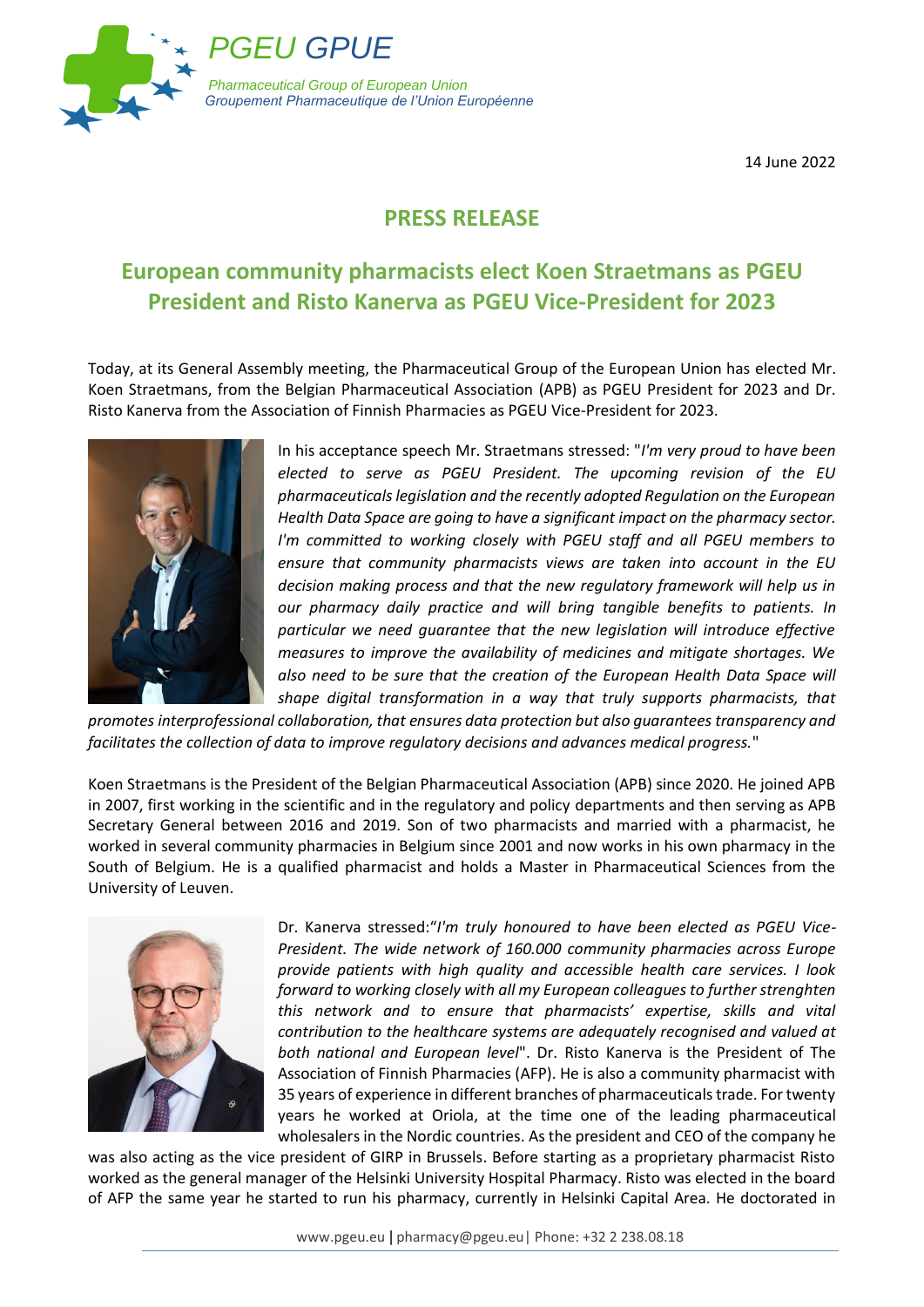PGEU GPUE

Pharmaceutical Group of European Union
Groupement Pharmaceutique de l'Union Européenne

14 June 2022

## PRESS RELEASE

# European community pharmacists elect Koen Straetmans as PGEU President and Risto Kanerva as PGEU Vice-President for 2023

Today, at its General Assembly meeting, the Pharmaceutical Group of the European Union has elected Mr. Koen Straetmans, from the Belgian Pharmaceutical Association (APB) as PGEU President for 2023 and Dr. Risto Kanerva from the Association of Finnish Pharmacies as PGEU Vice-President for 2023.

In his acceptance speech Mr. Straetmans stressed: "*I'm very proud to have been elected to serve as PGEU President. The upcoming revision of the EU pharmaceuticals legislation and the recently adopted Regulation on the European Health Data Space are going to have a significant impact on the pharmacy sector. I'm committed to working closely with PGEU staff and all PGEU members to ensure that community pharmacists views are taken into account in the EU decision making process and that the new regulatory framework will help us in our pharmacy daily practice and will bring tangible benefits to patients. In particular we need guarantee that the new legislation will introduce effective measures to improve the availability of medicines and mitigate shortages. We also need to be sure that the creation of the European Health Data Space will shape digital transformation in a way that truly supports pharmacists, that promotes interprofessional collaboration, that ensures data protection but also guarantees transparency and facilitates the collection of data to improve regulatory decisions and advances medical progress.*"

Koen Straetmans is the President of the Belgian Pharmaceutical Association (APB) since 2020. He joined APB in 2007, first working in the scientific and in the regulatory and policy departments and then serving as APB Secretary General between 2016 and 2019. Son of two pharmacists and married with a pharmacist, he worked in several community pharmacies in Belgium since 2001 and now works in his own pharmacy in the South of Belgium. He is a qualified pharmacist and holds a Master in Pharmaceutical Sciences from the University of Leuven.

Dr. Kanerva stressed:"*I'm truly honoured to have been elected as PGEU Vice-President. The wide network of 160.000 community pharmacies across Europe provide patients with high quality and accessible health care services. I look forward to working closely with all my European colleagues to further strenghten this network and to ensure that pharmacists' expertise, skills and vital contribution to the healthcare systems are adequately recognised and valued at both national and European level*". Dr. Risto Kanerva is the President of The Association of Finnish Pharmacies (AFP). He is also a community pharmacist with 35 years of experience in different branches of pharmaceuticals trade. For twenty years he worked at Oriola, at the time one of the leading pharmaceutical wholesalers in the Nordic countries. As the president and CEO of the company he was also acting as the vice president of GIRP in Brussels. Before starting as a proprietary pharmacist Risto worked as the general manager of the Helsinki University Hospital Pharmacy. Risto was elected in the board of AFP the same year he started to run his pharmacy, currently in Helsinki Capital Area. He doctorated in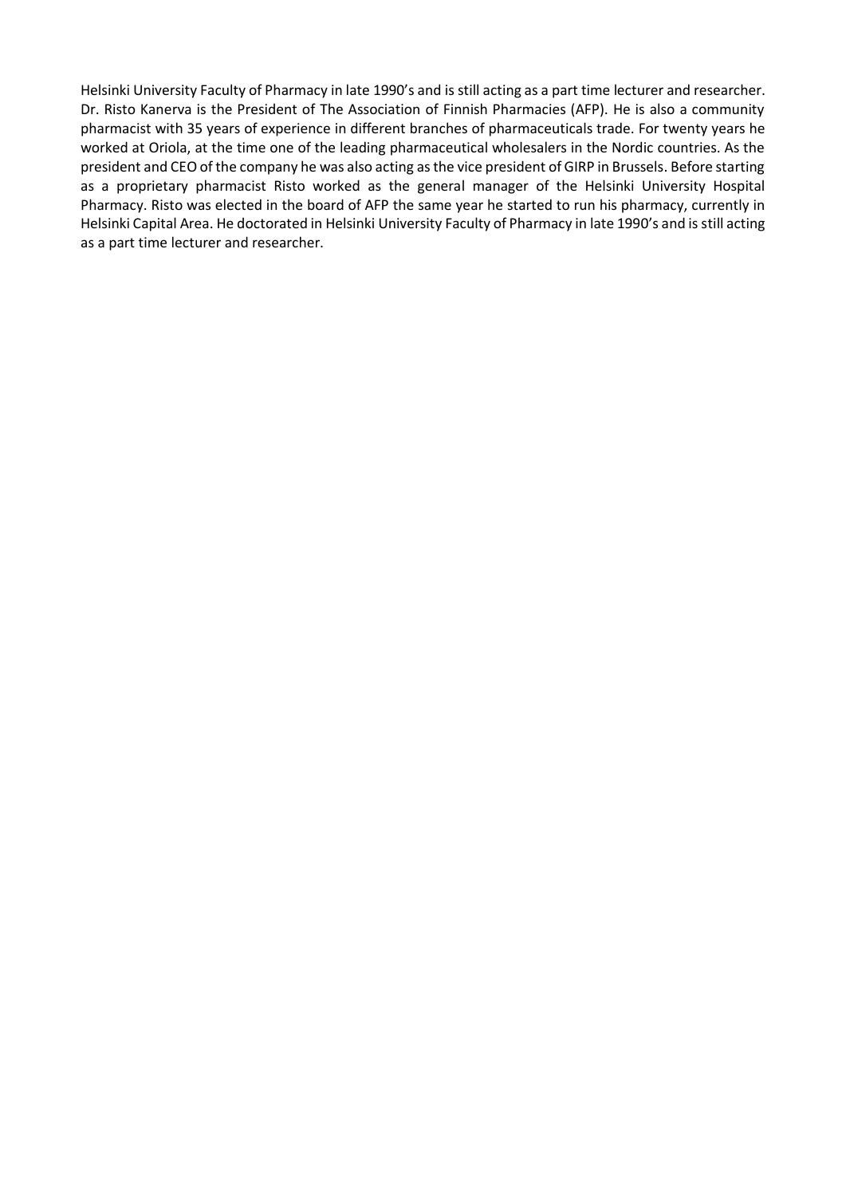Helsinki University Faculty of Pharmacy in late 1990's and is still acting as a part time lecturer and researcher. Dr. Risto Kanerva is the President of The Association of Finnish Pharmacies (AFP). He is also a community pharmacist with 35 years of experience in different branches of pharmaceuticals trade. For twenty years he worked at Oriola, at the time one of the leading pharmaceutical wholesalers in the Nordic countries. As the president and CEO of the company he was also acting as the vice president of GIRP in Brussels. Before starting as a proprietary pharmacist Risto worked as the general manager of the Helsinki University Hospital Pharmacy. Risto was elected in the board of AFP the same year he started to run his pharmacy, currently in Helsinki Capital Area. He doctorated in Helsinki University Faculty of Pharmacy in late 1990's and is still acting as a part time lecturer and researcher.